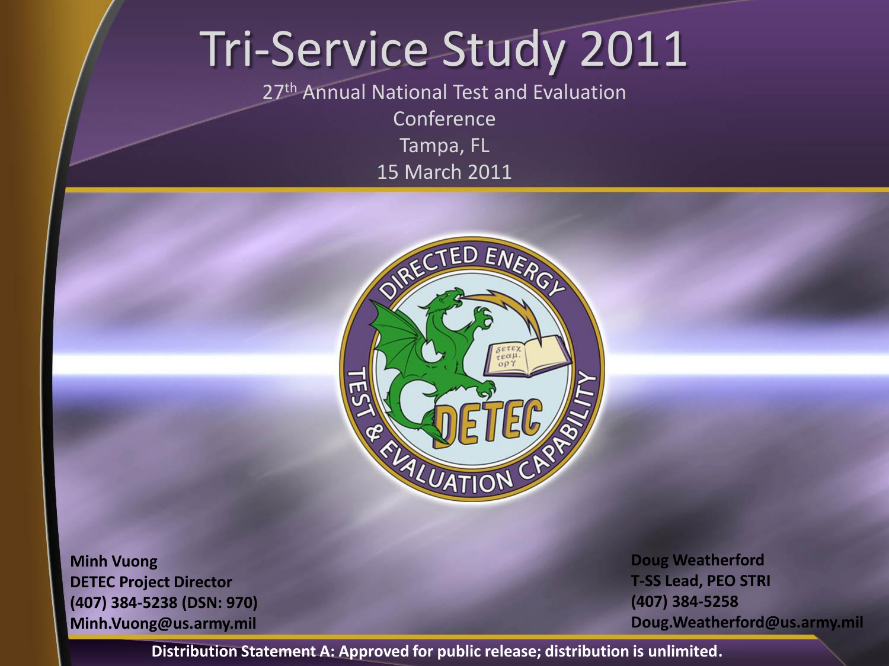# Tri-Service Study 2011

27th Annual National Test and Evaluation Conference
Tampa, FL
15 March 2011

DIRECTED ENERGY TEST & EVALUATION CAPABILITY
DETEC

**Minh Vuong**
**DETEC Project Director**
**(407) 384-5238 (DSN: 970)**
**Minh.Vuong@us.army.mil**

**Doug Weatherford**
**T-SS Lead, PEO STRI**
**(407) 384-5258**
**Doug.Weatherford@us.army.mil**

**Distribution Statement A: Approved for public release; distribution is unlimited.**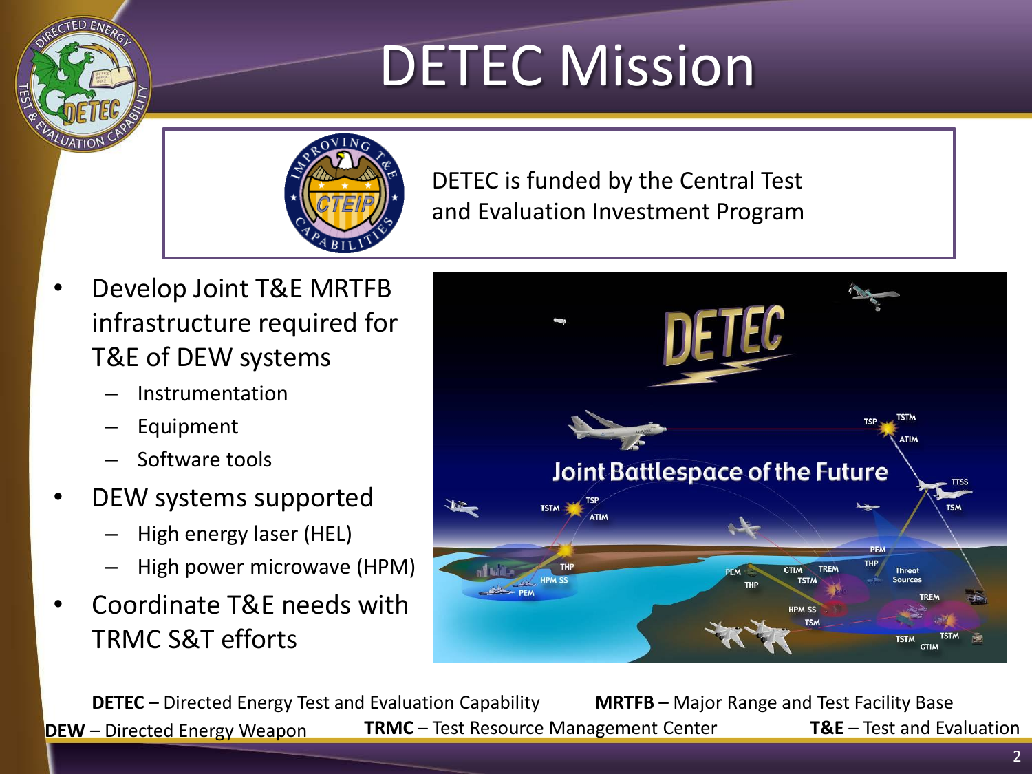# DETEC Mission

DETEC is funded by the Central Test and Evaluation Investment Program

- Develop Joint T&E MRTFB infrastructure required for T&E of DEW systems
  - Instrumentation
  - Equipment
  - Software tools
- DEW systems supported
  - High energy laser (HEL)
  - High power microwave (HPM)
- Coordinate T&E needs with TRMC S&T efforts

**DETEC** – Directed Energy Test and Evaluation Capability
**MRTFB** – Major Range and Test Facility Base
**DEW** – Directed Energy Weapon
**TRMC** – Test Resource Management Center
**T&E** – Test and Evaluation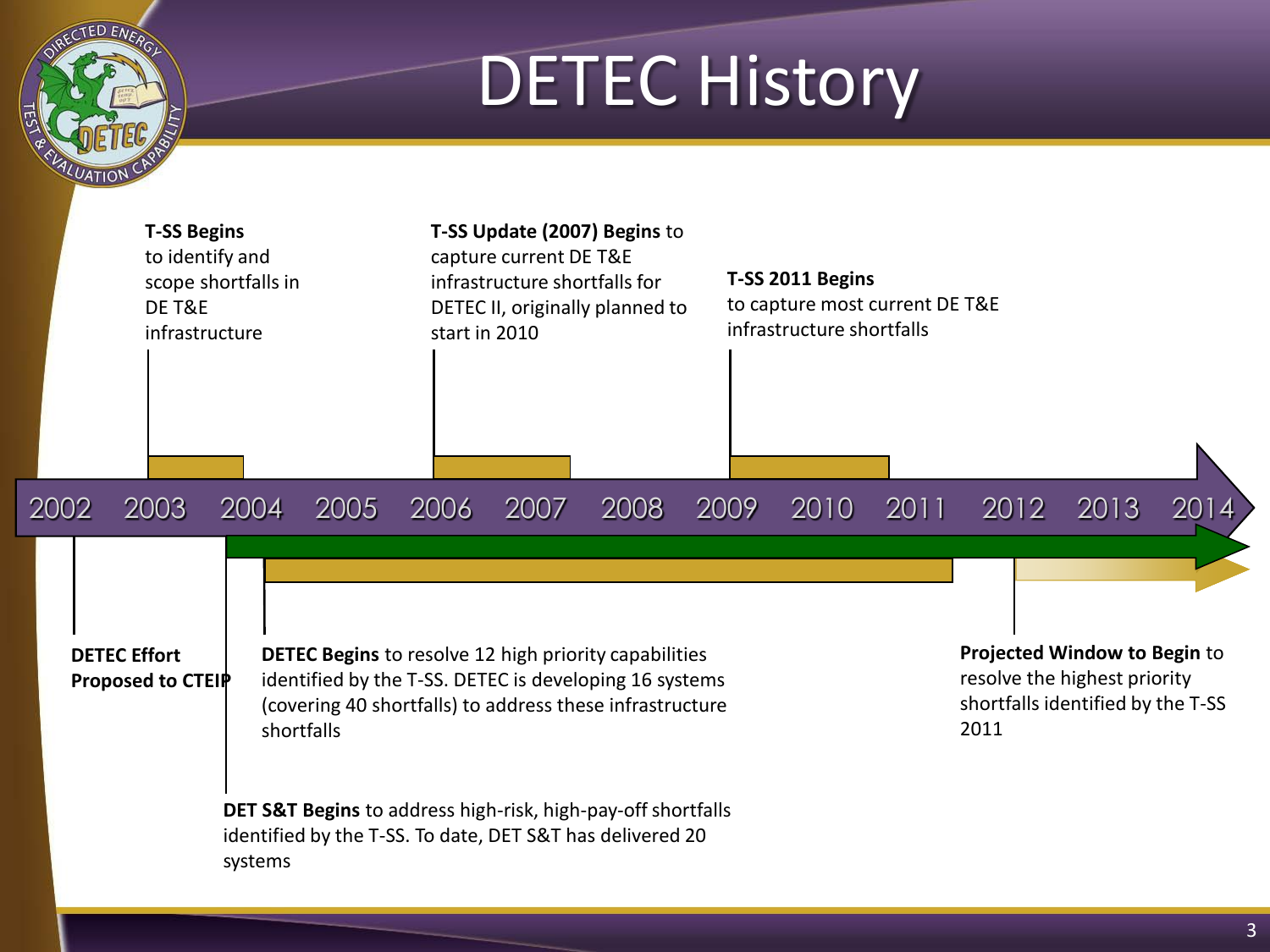# DETEC History

**T-SS Begins** to identify and scope shortfalls in DE T&E infrastructure

**T-SS Update (2007) Begins** to capture current DE T&E infrastructure shortfalls for DETEC II, originally planned to start in 2010

**T-SS 2011 Begins** to capture most current DE T&E infrastructure shortfalls

2002 2003 2004 2005 2006 2007 2008 2009 2010 2011 2012 2013 2014

**DETEC Effort Proposed to CTEIP**

**DETEC Begins** to resolve 12 high priority capabilities identified by the T-SS. DETEC is developing 16 systems (covering 40 shortfalls) to address these infrastructure shortfalls

**Projected Window to Begin** to resolve the highest priority shortfalls identified by the T-SS 2011

**DET S&T Begins** to address high-risk, high-pay-off shortfalls identified by the T-SS. To date, DET S&T has delivered 20 systems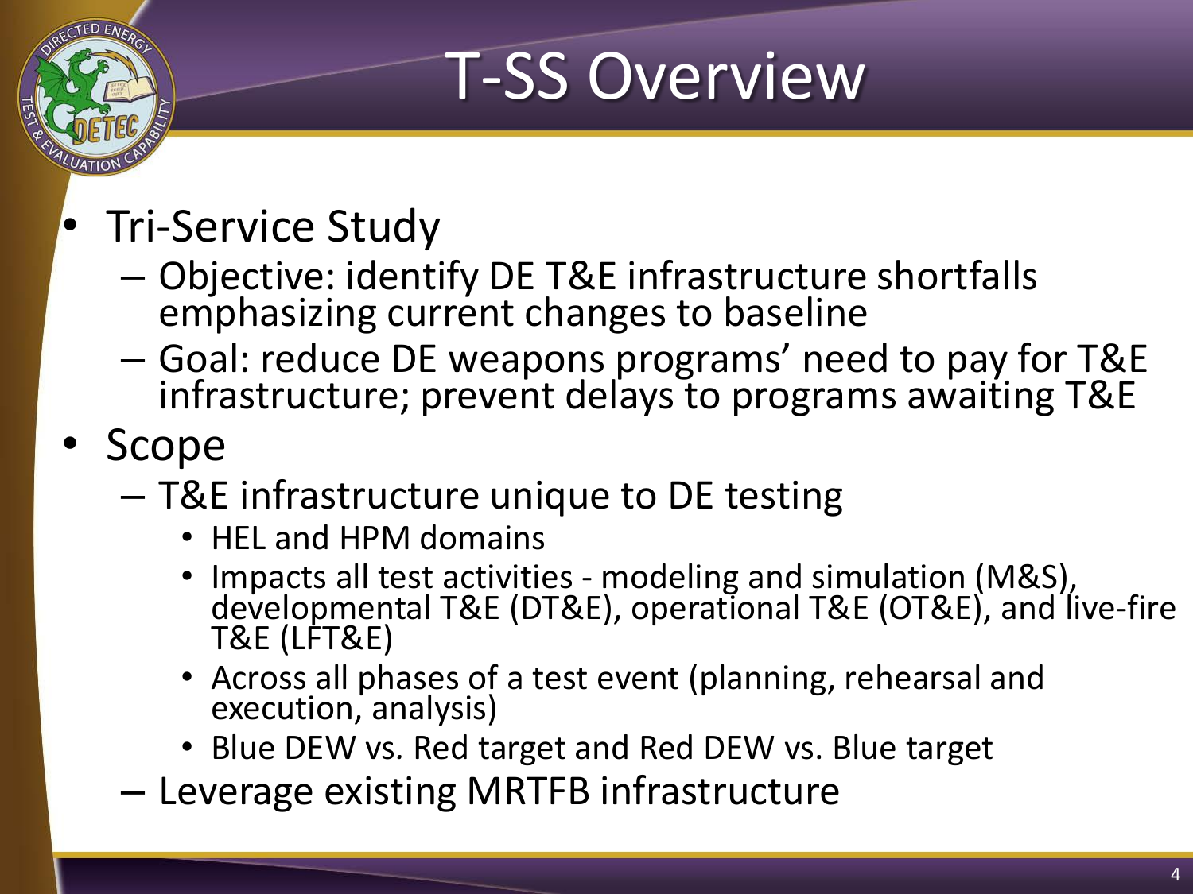# T-SS Overview

- Tri-Service Study
  - Objective: identify DE T&E infrastructure shortfalls emphasizing current changes to baseline
  - Goal: reduce DE weapons programs' need to pay for T&E infrastructure; prevent delays to programs awaiting T&E
- Scope
  - T&E infrastructure unique to DE testing
    - HEL and HPM domains
    - Impacts all test activities - modeling and simulation (M&S), developmental T&E (DT&E), operational T&E (OT&E), and live-fire T&E (LFT&E)
    - Across all phases of a test event (planning, rehearsal and execution, analysis)
    - Blue DEW vs. Red target and Red DEW vs. Blue target
  - Leverage existing MRTFB infrastructure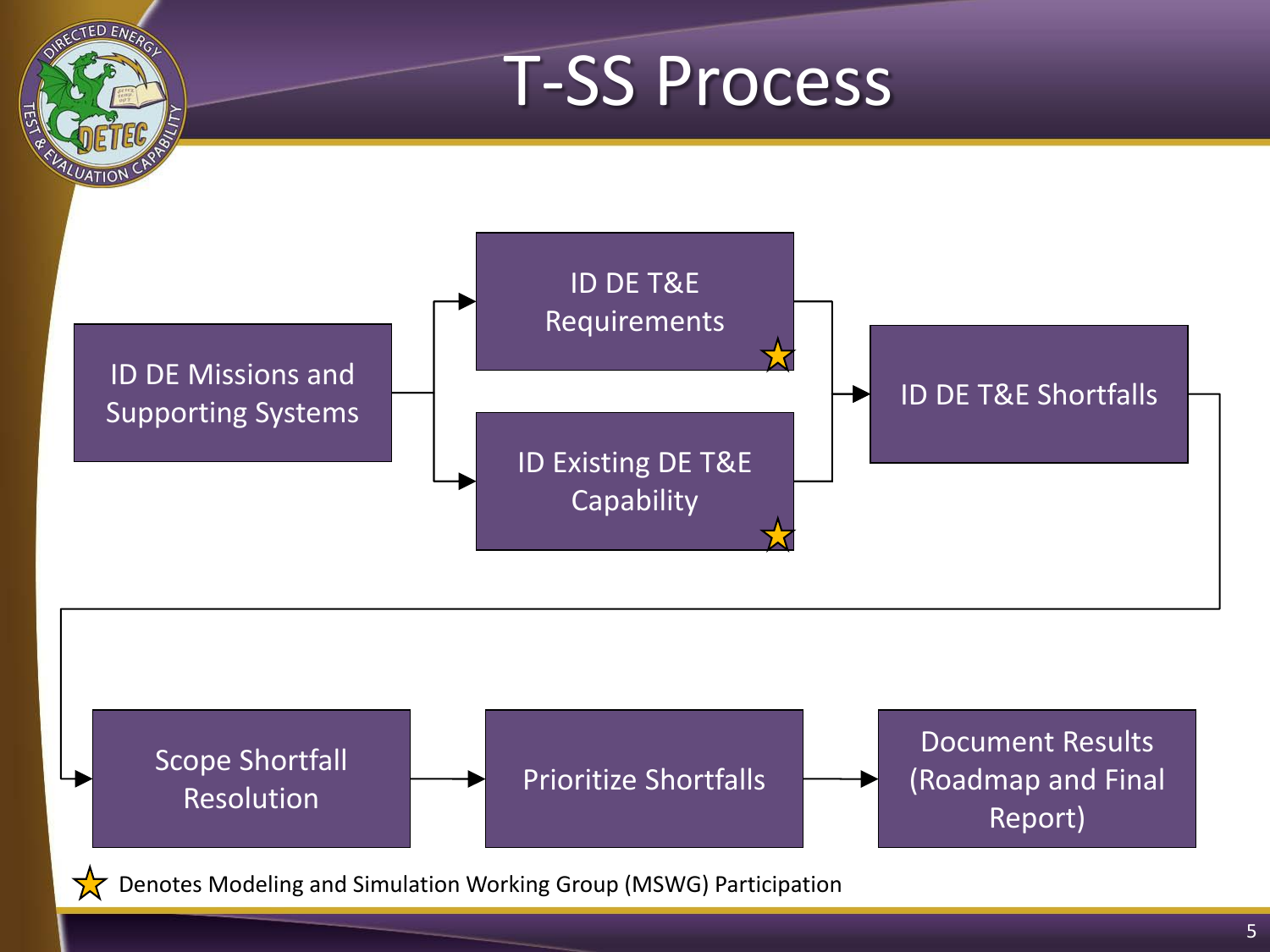# T-SS Process

- ID DE Missions and Supporting Systems
  - → ID DE T&E Requirements ★
  - → ID Existing DE T&E Capability ★
- → ID DE T&E Shortfalls
- → Scope Shortfall Resolution
- → Prioritize Shortfalls
- → Document Results (Roadmap and Final Report)

★ Denotes Modeling and Simulation Working Group (MSWG) Participation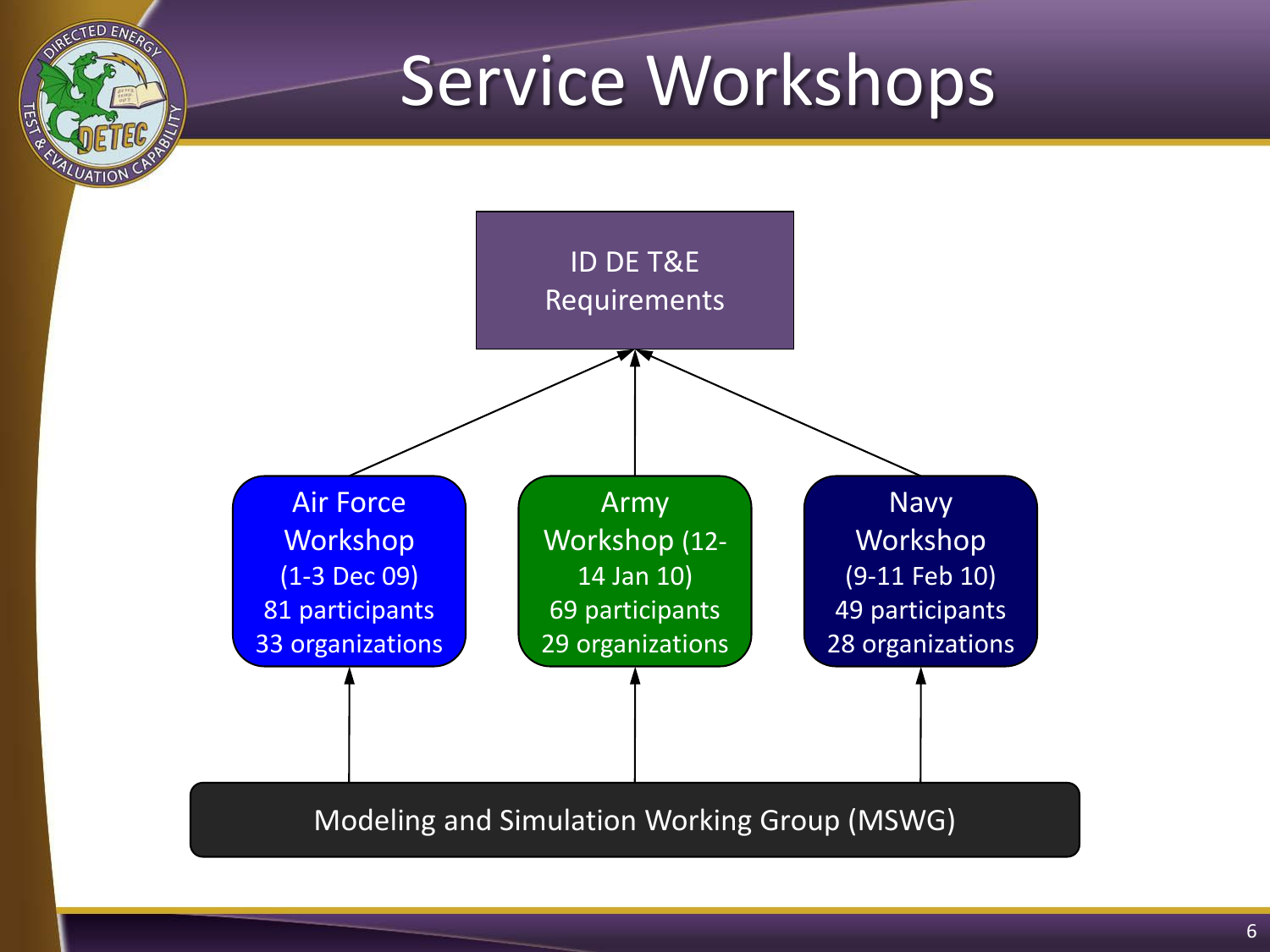# Service Workshops

ID DE T&E Requirements

Air Force Workshop (1-3 Dec 09) 81 participants 33 organizations

Army Workshop (12-14 Jan 10) 69 participants 29 organizations

Navy Workshop (9-11 Feb 10) 49 participants 28 organizations

Modeling and Simulation Working Group (MSWG)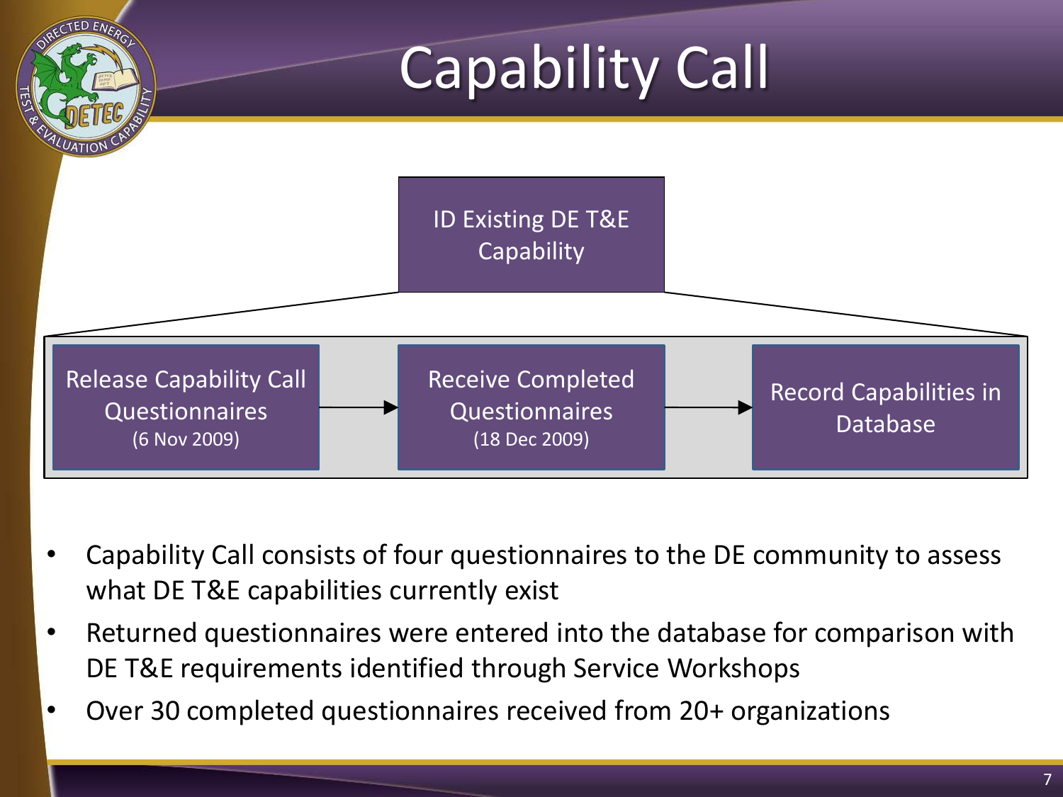# Capability Call

ID Existing DE T&E Capability

Release Capability Call Questionnaires (6 Nov 2009) → Receive Completed Questionnaires (18 Dec 2009) → Record Capabilities in Database

- Capability Call consists of four questionnaires to the DE community to assess what DE T&E capabilities currently exist
- Returned questionnaires were entered into the database for comparison with DE T&E requirements identified through Service Workshops
- Over 30 completed questionnaires received from 20+ organizations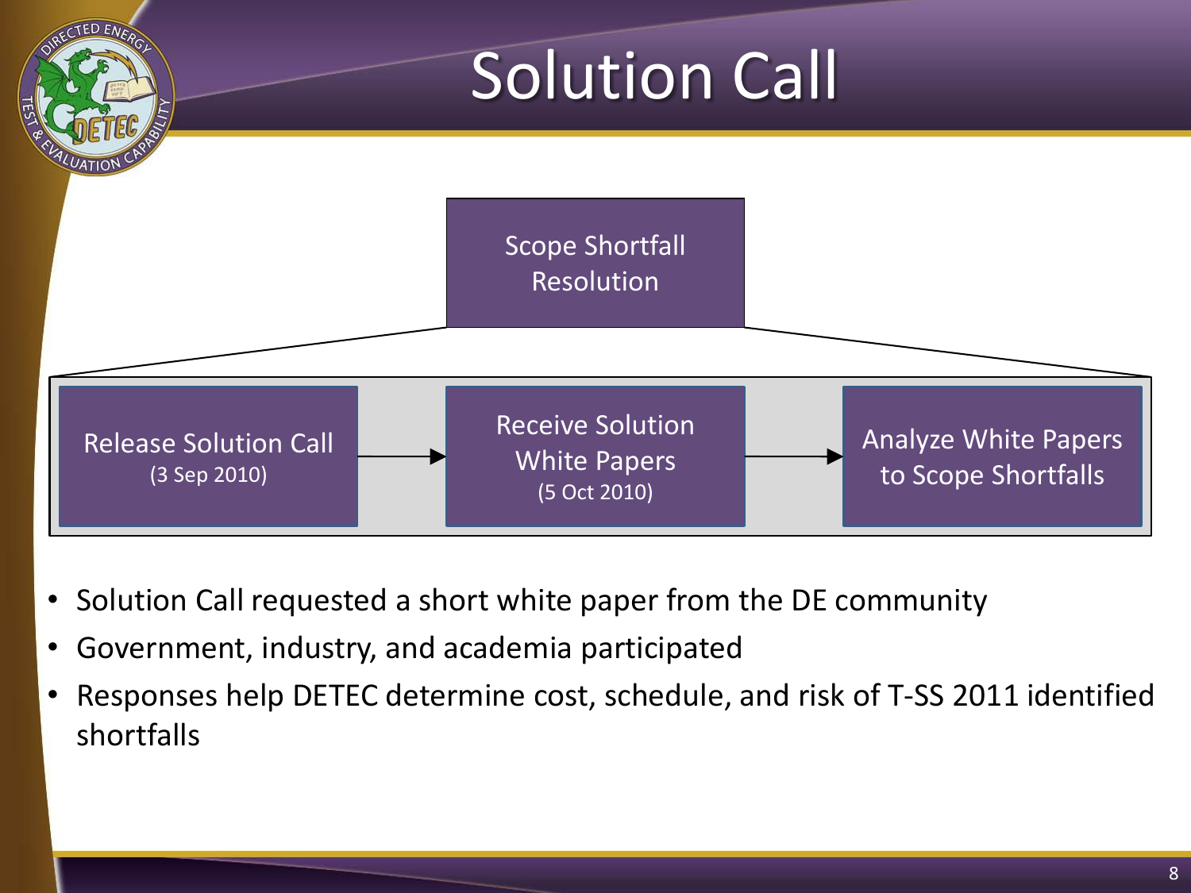# Solution Call

Scope Shortfall Resolution

Release Solution Call (3 Sep 2010) → Receive Solution White Papers (5 Oct 2010) → Analyze White Papers to Scope Shortfalls

- Solution Call requested a short white paper from the DE community
- Government, industry, and academia participated
- Responses help DETEC determine cost, schedule, and risk of T-SS 2011 identified shortfalls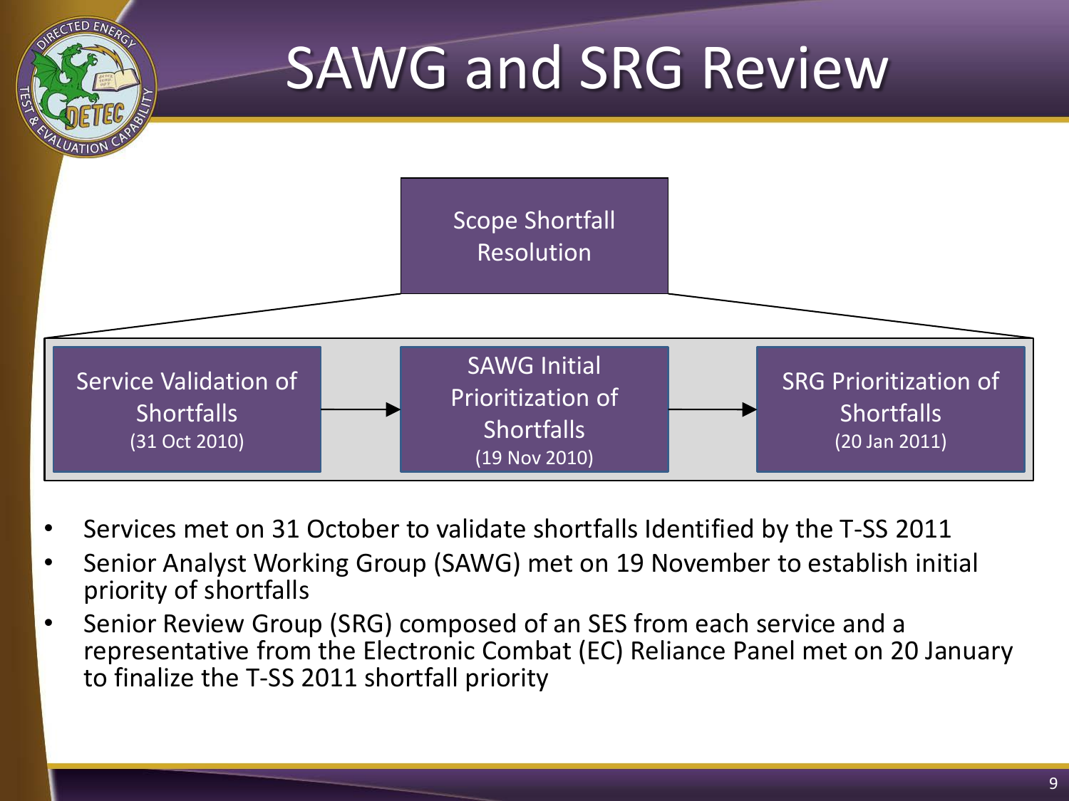# SAWG and SRG Review

Scope Shortfall Resolution

Service Validation of Shortfalls (31 Oct 2010) → SAWG Initial Prioritization of Shortfalls (19 Nov 2010) → SRG Prioritization of Shortfalls (20 Jan 2011)

- Services met on 31 October to validate shortfalls Identified by the T-SS 2011
- Senior Analyst Working Group (SAWG) met on 19 November to establish initial priority of shortfalls
- Senior Review Group (SRG) composed of an SES from each service and a representative from the Electronic Combat (EC) Reliance Panel met on 20 January to finalize the T-SS 2011 shortfall priority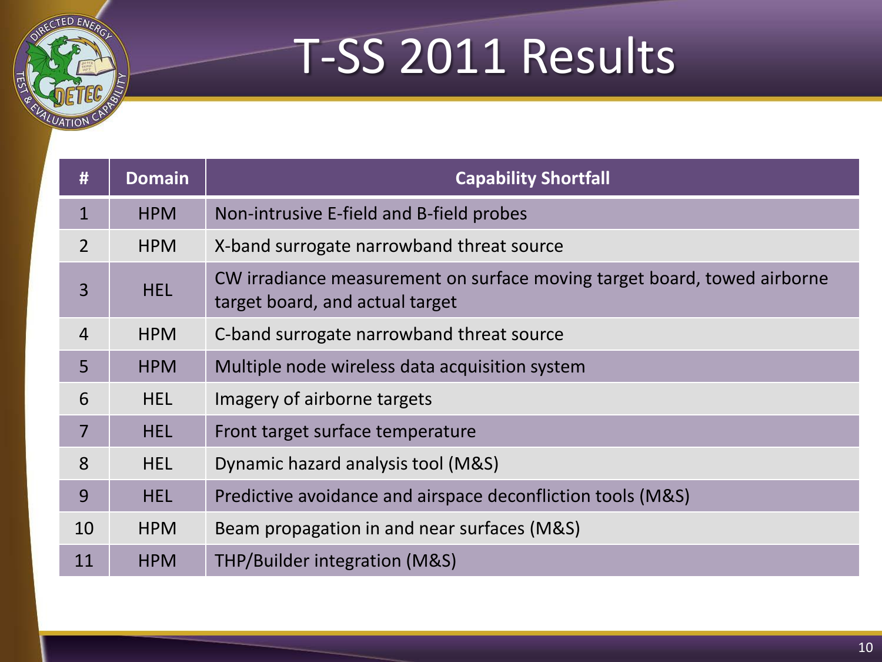# T-SS 2011 Results

| # | Domain | Capability Shortfall |
|---|---|---|
| 1 | HPM | Non-intrusive E-field and B-field probes |
| 2 | HPM | X-band surrogate narrowband threat source |
| 3 | HEL | CW irradiance measurement on surface moving target board, towed airborne target board, and actual target |
| 4 | HPM | C-band surrogate narrowband threat source |
| 5 | HPM | Multiple node wireless data acquisition system |
| 6 | HEL | Imagery of airborne targets |
| 7 | HEL | Front target surface temperature |
| 8 | HEL | Dynamic hazard analysis tool (M&S) |
| 9 | HEL | Predictive avoidance and airspace deconfliction tools (M&S) |
| 10 | HPM | Beam propagation in and near surfaces (M&S) |
| 11 | HPM | THP/Builder integration (M&S) |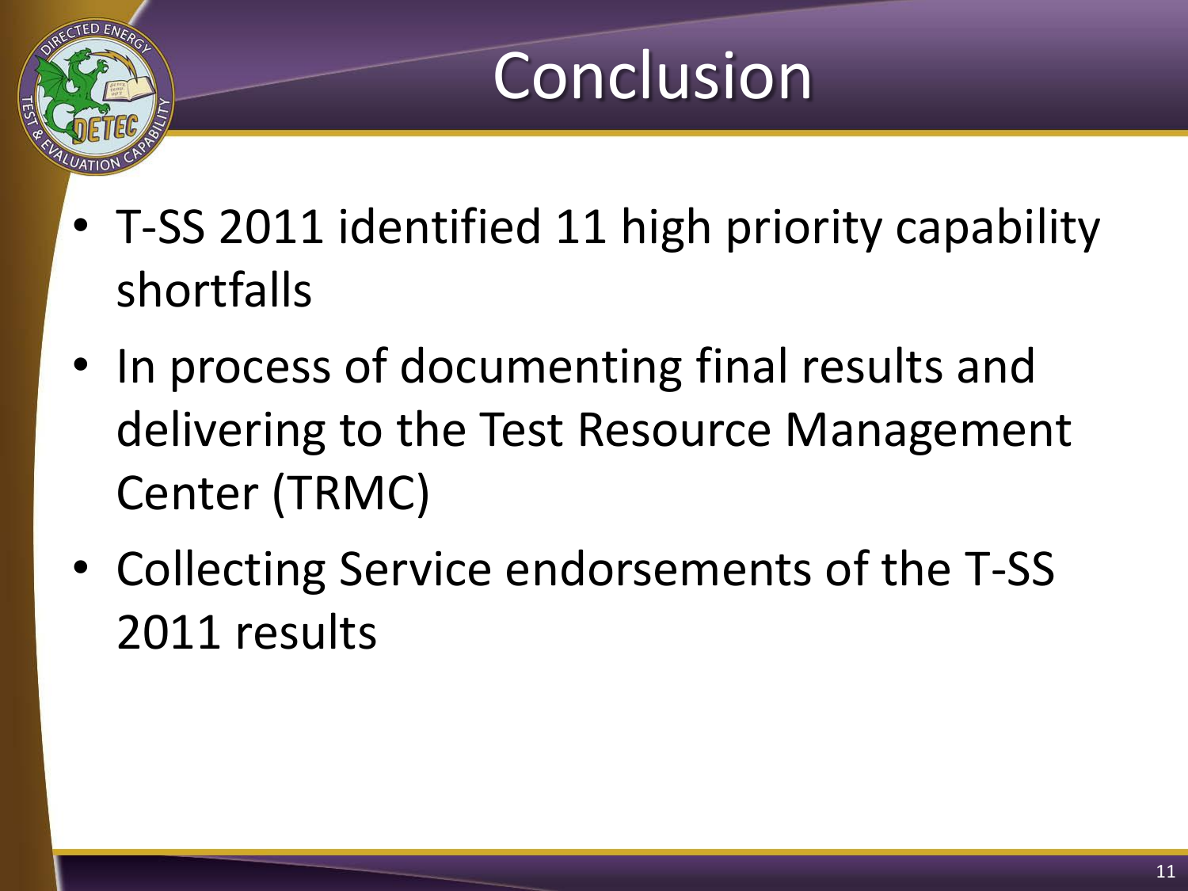# Conclusion

- T-SS 2011 identified 11 high priority capability shortfalls
- In process of documenting final results and delivering to the Test Resource Management Center (TRMC)
- Collecting Service endorsements of the T-SS 2011 results